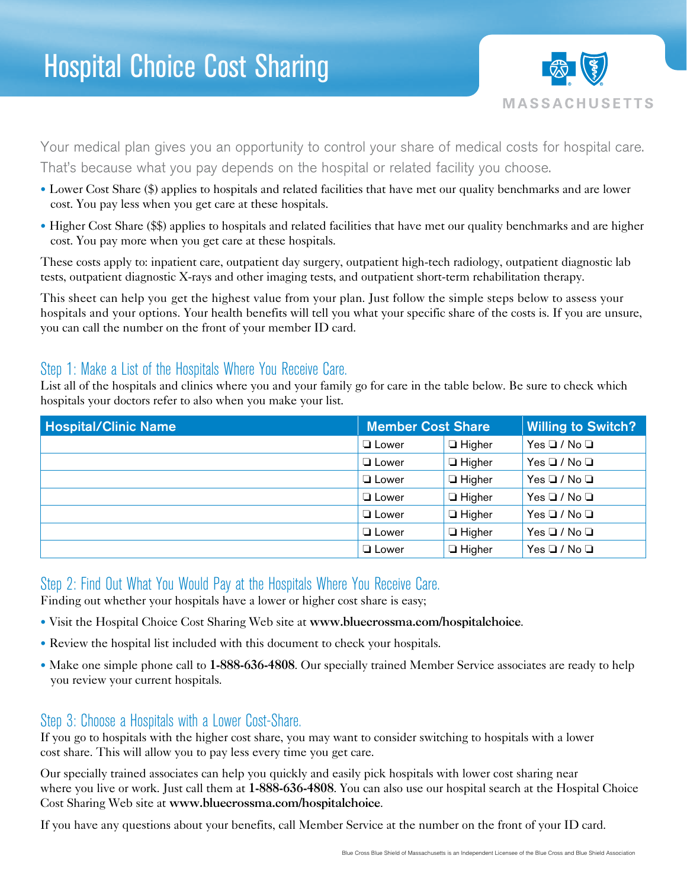# Hospital Choice Cost Sharing

MASSACHUSETTS

Your medical plan gives you an opportunity to control your share of medical costs for hospital care. That's because what you pay depends on the hospital or related facility you choose.

- Lower Cost Share ($) applies to hospitals and related facilities that have met our quality benchmarks and are lower cost. You pay less when you get care at these hospitals.
- Higher Cost Share ($$) applies to hospitals and related facilities that have met our quality benchmarks and are higher cost. You pay more when you get care at these hospitals.

These costs apply to: inpatient care, outpatient day surgery, outpatient high-tech radiology, outpatient diagnostic lab tests, outpatient diagnostic X-rays and other imaging tests, and outpatient short-term rehabilitation therapy.

This sheet can help you get the highest value from your plan. Just follow the simple steps below to assess your hospitals and your options. Your health benefits will tell you what your specific share of the costs is. If you are unsure, you can call the number on the front of your member ID card.

## Step 1: Make a List of the Hospitals Where You Receive Care.

List all of the hospitals and clinics where you and your family go for care in the table below. Be sure to check which hospitals your doctors refer to also when you make your list.

| Hospital/Clinic Name | Member Cost Share | | Willing to Switch? |
|---|---|---|---|
| | ❑ Lower | ❑ Higher | Yes ❑ / No ❑ |
| | ❑ Lower | ❑ Higher | Yes ❑ / No ❑ |
| | ❑ Lower | ❑ Higher | Yes ❑ / No ❑ |
| | ❑ Lower | ❑ Higher | Yes ❑ / No ❑ |
| | ❑ Lower | ❑ Higher | Yes ❑ / No ❑ |
| | ❑ Lower | ❑ Higher | Yes ❑ / No ❑ |
| | ❑ Lower | ❑ Higher | Yes ❑ / No ❑ |

## Step 2: Find Out What You Would Pay at the Hospitals Where You Receive Care.

Finding out whether your hospitals have a lower or higher cost share is easy;

- Visit the Hospital Choice Cost Sharing Web site at **www.bluecrossma.com/hospitalchoice**.
- Review the hospital list included with this document to check your hospitals.
- Make one simple phone call to **1-888-636-4808**. Our specially trained Member Service associates are ready to help you review your current hospitals.

## Step 3: Choose a Hospitals with a Lower Cost-Share.

If you go to hospitals with the higher cost share, you may want to consider switching to hospitals with a lower cost share. This will allow you to pay less every time you get care.

Our specially trained associates can help you quickly and easily pick hospitals with lower cost sharing near where you live or work. Just call them at **1-888-636-4808**. You can also use our hospital search at the Hospital Choice Cost Sharing Web site at **www.bluecrossma.com/hospitalchoice**.

If you have any questions about your benefits, call Member Service at the number on the front of your ID card.

Blue Cross Blue Shield of Massachusetts is an Independent Licensee of the Blue Cross and Blue Shield Association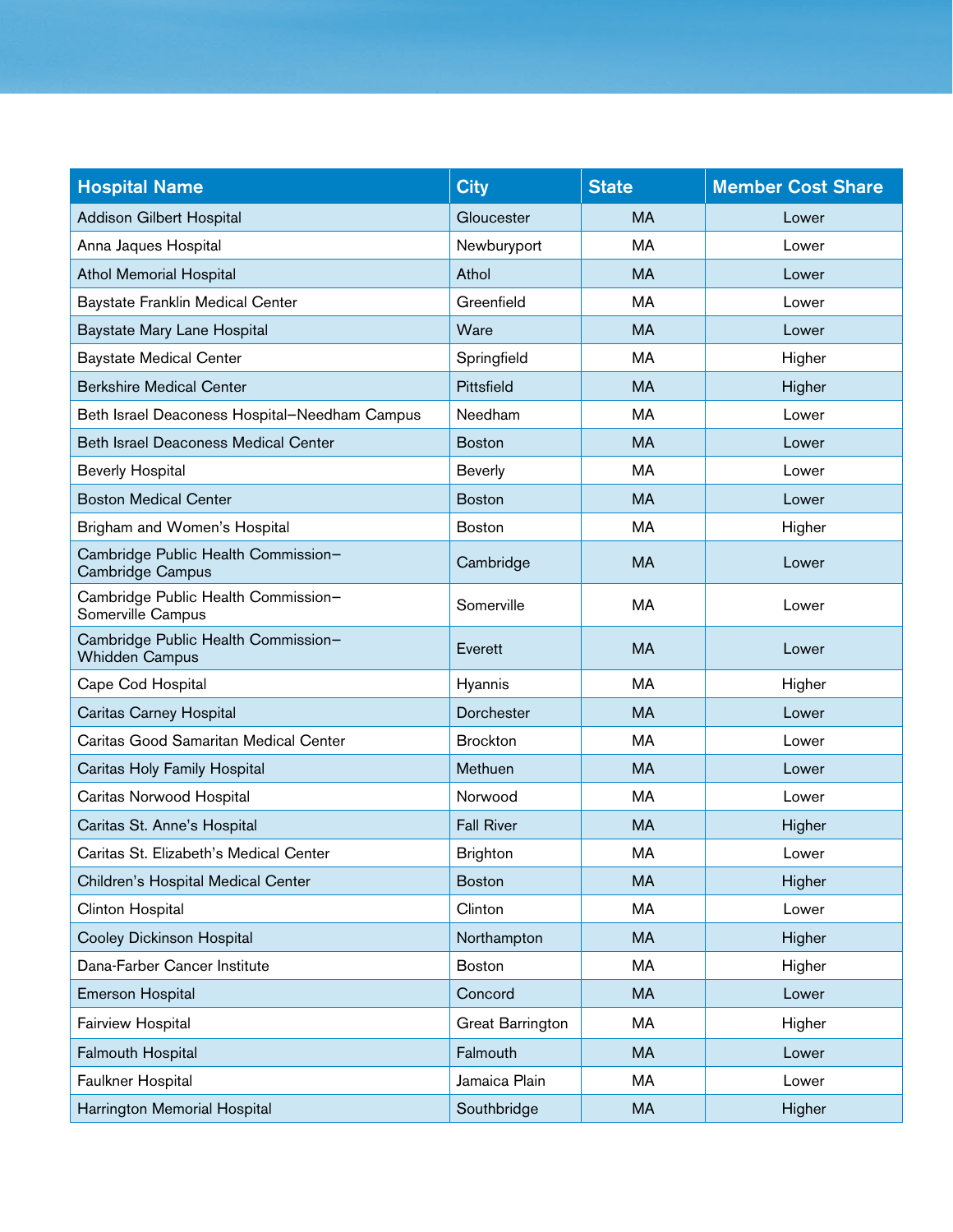| Hospital Name | City | State | Member Cost Share |
|---|---|---|---|
| Addison Gilbert Hospital | Gloucester | MA | Lower |
| Anna Jaques Hospital | Newburyport | MA | Lower |
| Athol Memorial Hospital | Athol | MA | Lower |
| Baystate Franklin Medical Center | Greenfield | MA | Lower |
| Baystate Mary Lane Hospital | Ware | MA | Lower |
| Baystate Medical Center | Springfield | MA | Higher |
| Berkshire Medical Center | Pittsfield | MA | Higher |
| Beth Israel Deaconess Hospital–Needham Campus | Needham | MA | Lower |
| Beth Israel Deaconess Medical Center | Boston | MA | Lower |
| Beverly Hospital | Beverly | MA | Lower |
| Boston Medical Center | Boston | MA | Lower |
| Brigham and Women's Hospital | Boston | MA | Higher |
| Cambridge Public Health Commission–Cambridge Campus | Cambridge | MA | Lower |
| Cambridge Public Health Commission–Somerville Campus | Somerville | MA | Lower |
| Cambridge Public Health Commission–Whidden Campus | Everett | MA | Lower |
| Cape Cod Hospital | Hyannis | MA | Higher |
| Caritas Carney Hospital | Dorchester | MA | Lower |
| Caritas Good Samaritan Medical Center | Brockton | MA | Lower |
| Caritas Holy Family Hospital | Methuen | MA | Lower |
| Caritas Norwood Hospital | Norwood | MA | Lower |
| Caritas St. Anne's Hospital | Fall River | MA | Higher |
| Caritas St. Elizabeth's Medical Center | Brighton | MA | Lower |
| Children's Hospital Medical Center | Boston | MA | Higher |
| Clinton Hospital | Clinton | MA | Lower |
| Cooley Dickinson Hospital | Northampton | MA | Higher |
| Dana-Farber Cancer Institute | Boston | MA | Higher |
| Emerson Hospital | Concord | MA | Lower |
| Fairview Hospital | Great Barrington | MA | Higher |
| Falmouth Hospital | Falmouth | MA | Lower |
| Faulkner Hospital | Jamaica Plain | MA | Lower |
| Harrington Memorial Hospital | Southbridge | MA | Higher |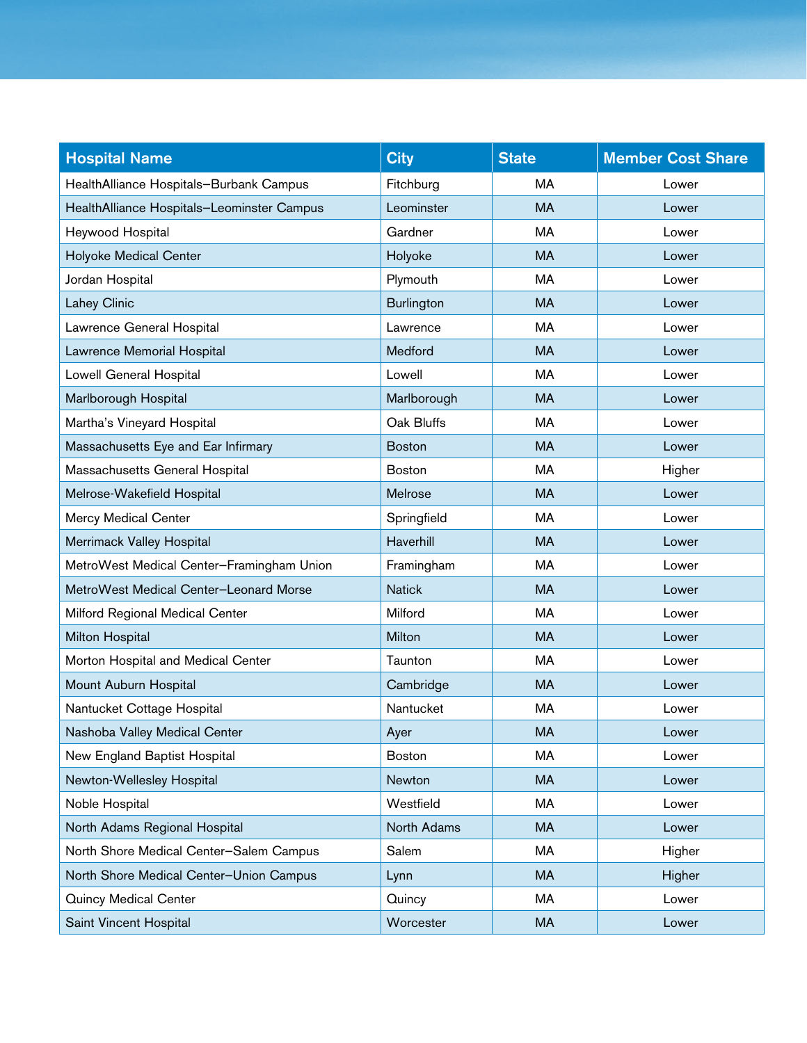| Hospital Name | City | State | Member Cost Share |
|---|---|---|---|
| HealthAlliance Hospitals–Burbank Campus | Fitchburg | MA | Lower |
| HealthAlliance Hospitals–Leominster Campus | Leominster | MA | Lower |
| Heywood Hospital | Gardner | MA | Lower |
| Holyoke Medical Center | Holyoke | MA | Lower |
| Jordan Hospital | Plymouth | MA | Lower |
| Lahey Clinic | Burlington | MA | Lower |
| Lawrence General Hospital | Lawrence | MA | Lower |
| Lawrence Memorial Hospital | Medford | MA | Lower |
| Lowell General Hospital | Lowell | MA | Lower |
| Marlborough Hospital | Marlborough | MA | Lower |
| Martha's Vineyard Hospital | Oak Bluffs | MA | Lower |
| Massachusetts Eye and Ear Infirmary | Boston | MA | Lower |
| Massachusetts General Hospital | Boston | MA | Higher |
| Melrose-Wakefield Hospital | Melrose | MA | Lower |
| Mercy Medical Center | Springfield | MA | Lower |
| Merrimack Valley Hospital | Haverhill | MA | Lower |
| MetroWest Medical Center–Framingham Union | Framingham | MA | Lower |
| MetroWest Medical Center–Leonard Morse | Natick | MA | Lower |
| Milford Regional Medical Center | Milford | MA | Lower |
| Milton Hospital | Milton | MA | Lower |
| Morton Hospital and Medical Center | Taunton | MA | Lower |
| Mount Auburn Hospital | Cambridge | MA | Lower |
| Nantucket Cottage Hospital | Nantucket | MA | Lower |
| Nashoba Valley Medical Center | Ayer | MA | Lower |
| New England Baptist Hospital | Boston | MA | Lower |
| Newton-Wellesley Hospital | Newton | MA | Lower |
| Noble Hospital | Westfield | MA | Lower |
| North Adams Regional Hospital | North Adams | MA | Lower |
| North Shore Medical Center–Salem Campus | Salem | MA | Higher |
| North Shore Medical Center–Union Campus | Lynn | MA | Higher |
| Quincy Medical Center | Quincy | MA | Lower |
| Saint Vincent Hospital | Worcester | MA | Lower |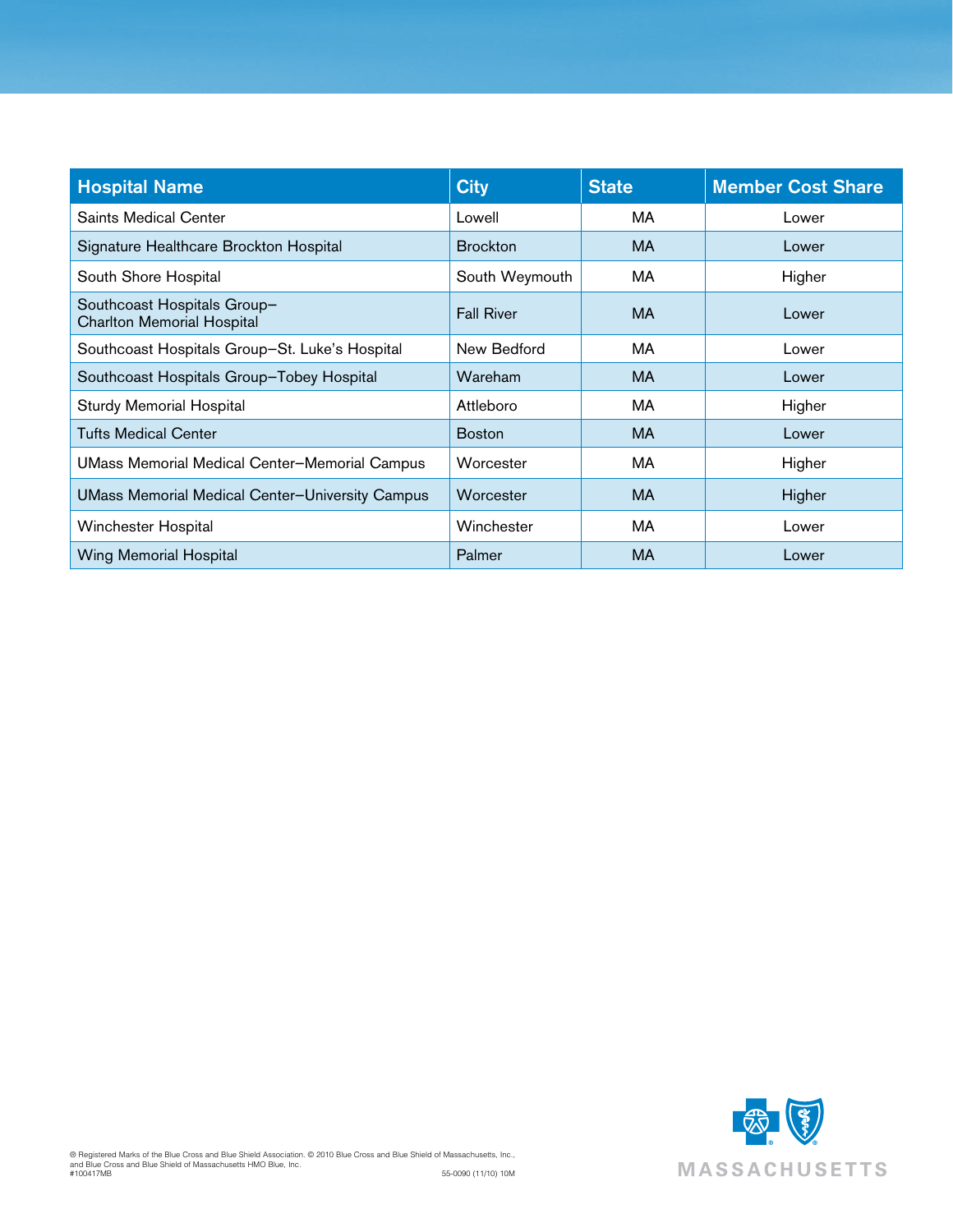| Hospital Name | City | State | Member Cost Share |
|---|---|---|---|
| Saints Medical Center | Lowell | MA | Lower |
| Signature Healthcare Brockton Hospital | Brockton | MA | Lower |
| South Shore Hospital | South Weymouth | MA | Higher |
| Southcoast Hospitals Group–Charlton Memorial Hospital | Fall River | MA | Lower |
| Southcoast Hospitals Group–St. Luke's Hospital | New Bedford | MA | Lower |
| Southcoast Hospitals Group–Tobey Hospital | Wareham | MA | Lower |
| Sturdy Memorial Hospital | Attleboro | MA | Higher |
| Tufts Medical Center | Boston | MA | Lower |
| UMass Memorial Medical Center–Memorial Campus | Worcester | MA | Higher |
| UMass Memorial Medical Center–University Campus | Worcester | MA | Higher |
| Winchester Hospital | Winchester | MA | Lower |
| Wing Memorial Hospital | Palmer | MA | Lower |

® Registered Marks of the Blue Cross and Blue Shield Association. © 2010 Blue Cross and Blue Shield of Massachusetts, Inc., and Blue Cross and Blue Shield of Massachusetts HMO Blue, Inc.
#100417MB

55-0090 (11/10) 10M

MASSACHUSETTS